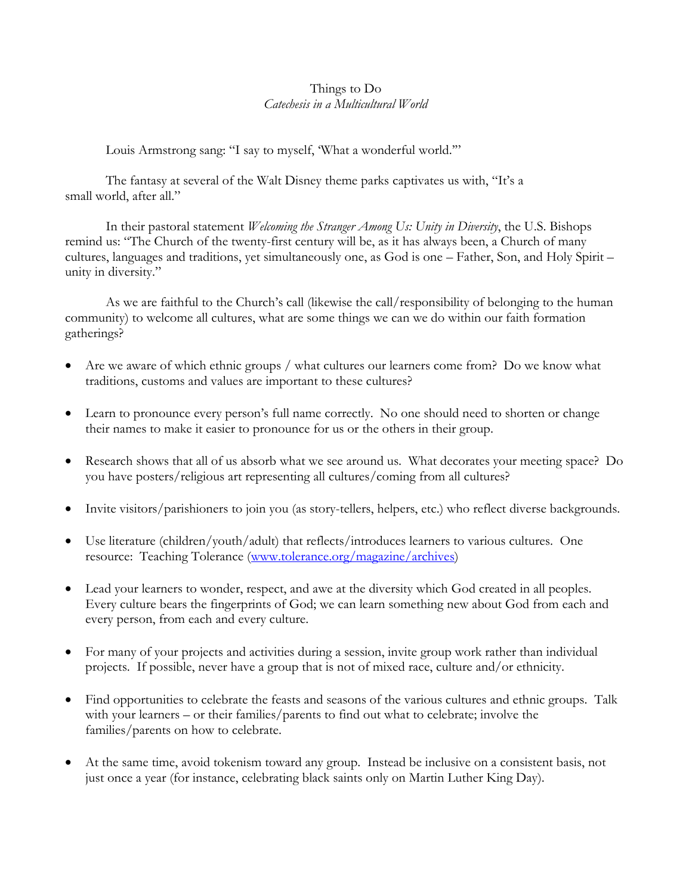# Things to Do

*Catechesis in a Multicultural World*

Louis Armstrong sang: "I say to myself, 'What a wonderful world.'"

The fantasy at several of the Walt Disney theme parks captivates us with, "It's a small world, after all."

In their pastoral statement *Welcoming the Stranger Among Us: Unity in Diversity*, the U.S. Bishops remind us: "The Church of the twenty-first century will be, as it has always been, a Church of many cultures, languages and traditions, yet simultaneously one, as God is one – Father, Son, and Holy Spirit – unity in diversity."

As we are faithful to the Church's call (likewise the call/responsibility of belonging to the human community) to welcome all cultures, what are some things we can we do within our faith formation gatherings?

- Are we aware of which ethnic groups / what cultures our learners come from? Do we know what traditions, customs and values are important to these cultures?
- Learn to pronounce every person's full name correctly. No one should need to shorten or change their names to make it easier to pronounce for us or the others in their group.
- Research shows that all of us absorb what we see around us. What decorates your meeting space? Do you have posters/religious art representing all cultures/coming from all cultures?
- Invite visitors/parishioners to join you (as story-tellers, helpers, etc.) who reflect diverse backgrounds.
- Use literature (children/youth/adult) that reflects/introduces learners to various cultures. One resource: Teaching Tolerance ([www.tolerance.org/magazine/archives](www.tolerance.org/magazine/archives))
- Lead your learners to wonder, respect, and awe at the diversity which God created in all peoples. Every culture bears the fingerprints of God; we can learn something new about God from each and every person, from each and every culture.
- For many of your projects and activities during a session, invite group work rather than individual projects. If possible, never have a group that is not of mixed race, culture and/or ethnicity.
- Find opportunities to celebrate the feasts and seasons of the various cultures and ethnic groups. Talk with your learners – or their families/parents to find out what to celebrate; involve the families/parents on how to celebrate.
- At the same time, avoid tokenism toward any group. Instead be inclusive on a consistent basis, not just once a year (for instance, celebrating black saints only on Martin Luther King Day).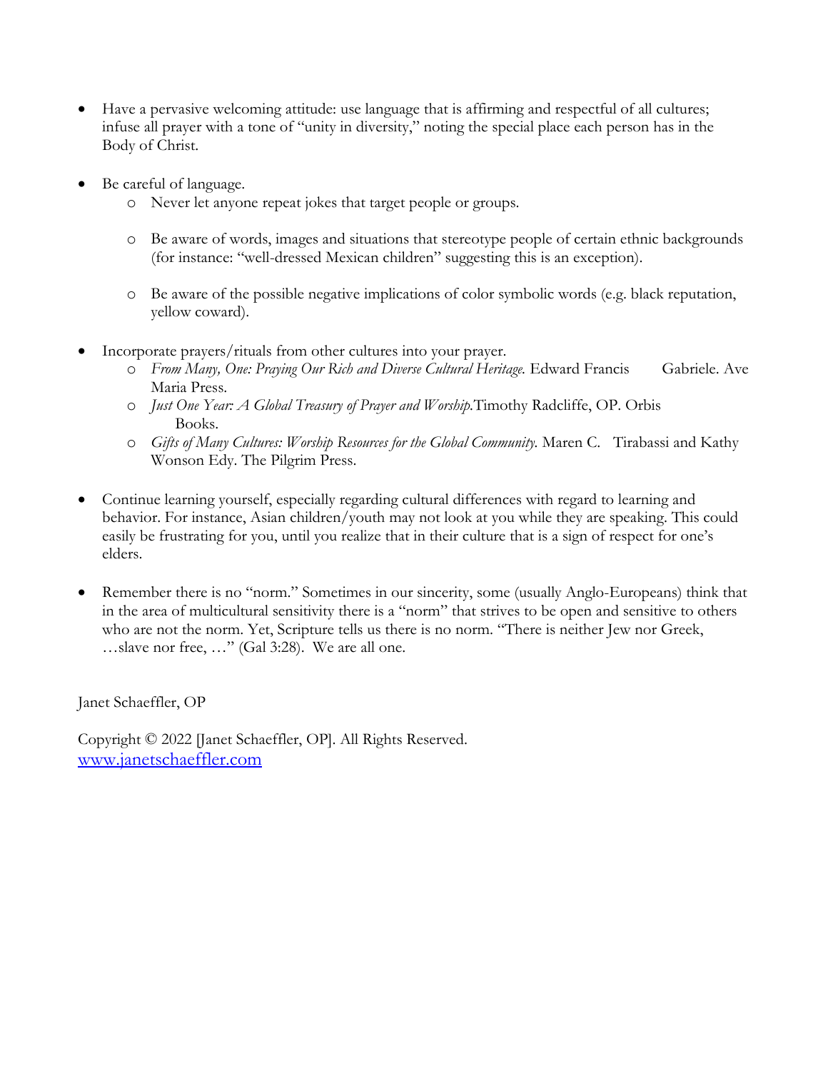- Have a pervasive welcoming attitude: use language that is affirming and respectful of all cultures; infuse all prayer with a tone of "unity in diversity," noting the special place each person has in the Body of Christ.

- Be careful of language.
  - Never let anyone repeat jokes that target people or groups.
  - Be aware of words, images and situations that stereotype people of certain ethnic backgrounds (for instance: "well-dressed Mexican children" suggesting this is an exception).
  - Be aware of the possible negative implications of color symbolic words (e.g. black reputation, yellow coward).

- Incorporate prayers/rituals from other cultures into your prayer.
  - *From Many, One: Praying Our Rich and Diverse Cultural Heritage.* Edward Francis Gabriele. Ave Maria Press.
  - *Just One Year: A Global Treasury of Prayer and Worship.* Timothy Radcliffe, OP. Orbis Books.
  - *Gifts of Many Cultures: Worship Resources for the Global Community.* Maren C. Tirabassi and Kathy Wonson Edy. The Pilgrim Press.

- Continue learning yourself, especially regarding cultural differences with regard to learning and behavior. For instance, Asian children/youth may not look at you while they are speaking. This could easily be frustrating for you, until you realize that in their culture that is a sign of respect for one's elders.

- Remember there is no "norm." Sometimes in our sincerity, some (usually Anglo-Europeans) think that in the area of multicultural sensitivity there is a "norm" that strives to be open and sensitive to others who are not the norm. Yet, Scripture tells us there is no norm. "There is neither Jew nor Greek, …slave nor free, …" (Gal 3:28). We are all one.

Janet Schaeffler, OP

Copyright © 2022 [Janet Schaeffler, OP]. All Rights Reserved.
[www.janetschaeffler.com](http://www.janetschaeffler.com)